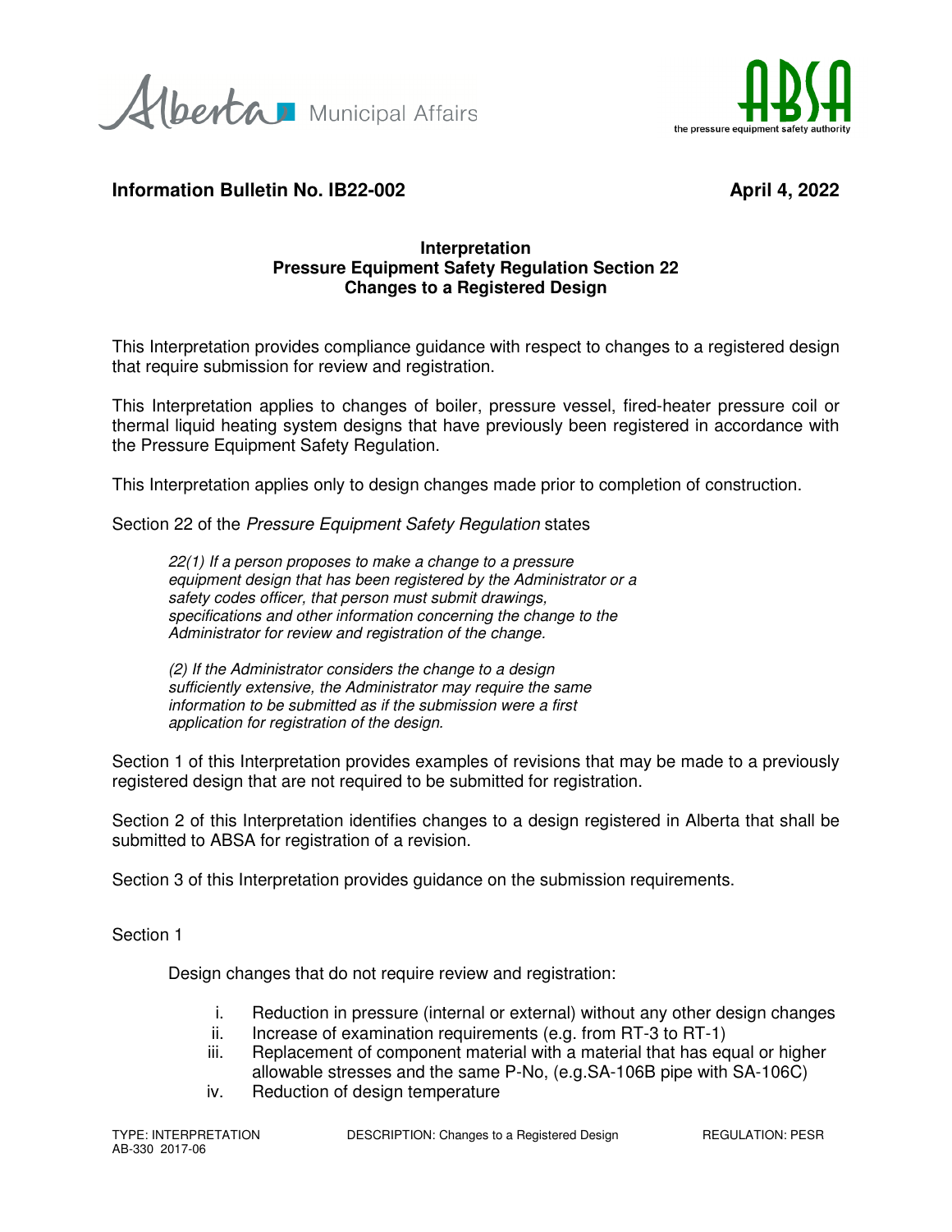Alberta Municipal Affairs

ABSA
the pressure equipment safety authority

**Information Bulletin No. IB22-002** **April 4, 2022**

**Interpretation**
**Pressure Equipment Safety Regulation Section 22**
**Changes to a Registered Design**

This Interpretation provides compliance guidance with respect to changes to a registered design that require submission for review and registration.

This Interpretation applies to changes of boiler, pressure vessel, fired-heater pressure coil or thermal liquid heating system designs that have previously been registered in accordance with the Pressure Equipment Safety Regulation.

This Interpretation applies only to design changes made prior to completion of construction.

Section 22 of the *Pressure Equipment Safety Regulation* states

> *22(1) If a person proposes to make a change to a pressure equipment design that has been registered by the Administrator or a safety codes officer, that person must submit drawings, specifications and other information concerning the change to the Administrator for review and registration of the change.*
>
> *(2) If the Administrator considers the change to a design sufficiently extensive, the Administrator may require the same information to be submitted as if the submission were a first application for registration of the design.*

Section 1 of this Interpretation provides examples of revisions that may be made to a previously registered design that are not required to be submitted for registration.

Section 2 of this Interpretation identifies changes to a design registered in Alberta that shall be submitted to ABSA for registration of a revision.

Section 3 of this Interpretation provides guidance on the submission requirements.

Section 1

Design changes that do not require review and registration:

i. Reduction in pressure (internal or external) without any other design changes
ii. Increase of examination requirements (e.g. from RT-3 to RT-1)
iii. Replacement of component material with a material that has equal or higher allowable stresses and the same P-No, (e.g.SA-106B pipe with SA-106C)
iv. Reduction of design temperature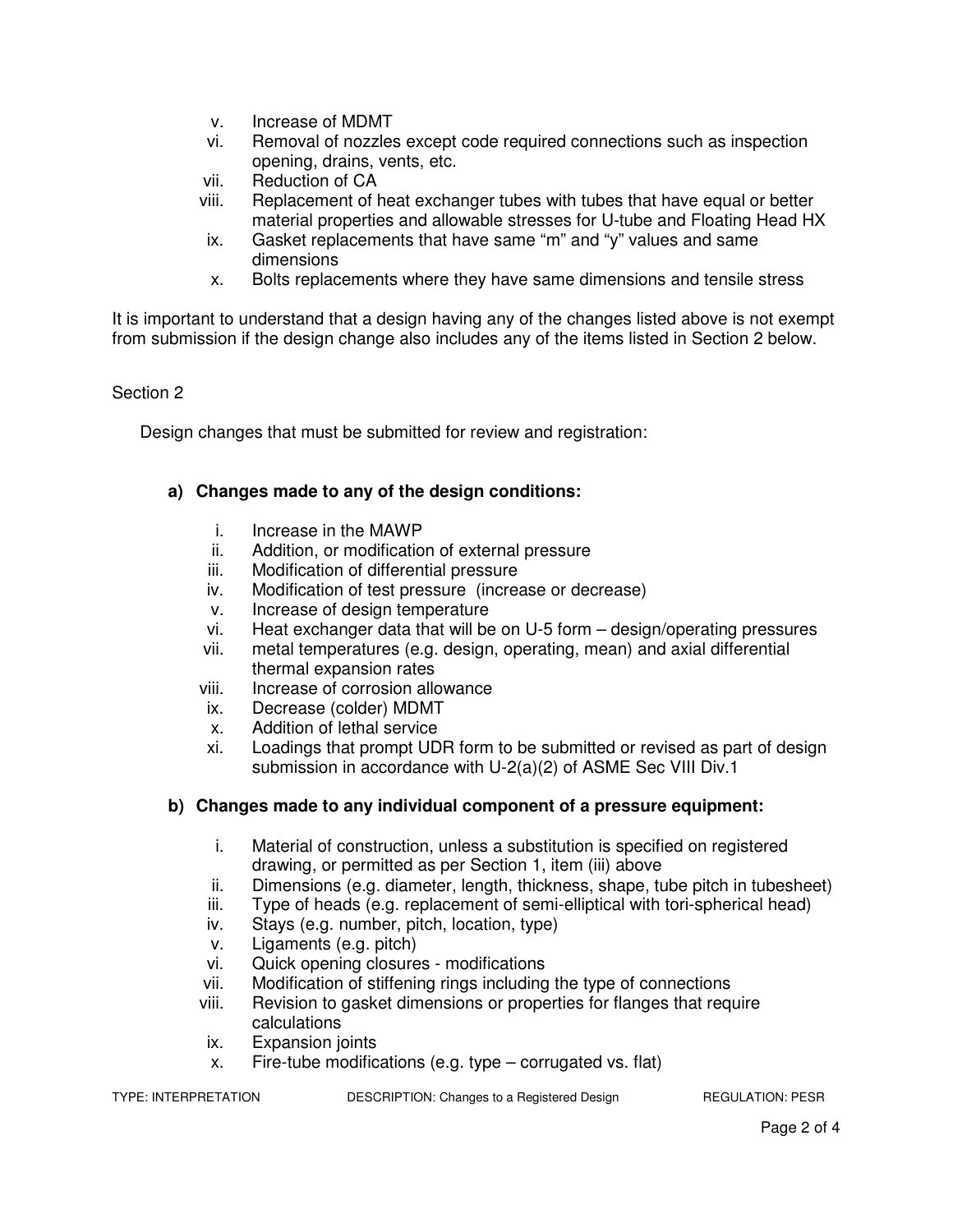v. Increase of MDMT
vi. Removal of nozzles except code required connections such as inspection opening, drains, vents, etc.
vii. Reduction of CA
viii. Replacement of heat exchanger tubes with tubes that have equal or better material properties and allowable stresses for U-tube and Floating Head HX
ix. Gasket replacements that have same "m" and "y" values and same dimensions
x. Bolts replacements where they have same dimensions and tensile stress

It is important to understand that a design having any of the changes listed above is not exempt from submission if the design change also includes any of the items listed in Section 2 below.

Section 2

Design changes that must be submitted for review and registration:

**a) Changes made to any of the design conditions:**

i. Increase in the MAWP
ii. Addition, or modification of external pressure
iii. Modification of differential pressure
iv. Modification of test pressure (increase or decrease)
v. Increase of design temperature
vi. Heat exchanger data that will be on U-5 form – design/operating pressures
vii. metal temperatures (e.g. design, operating, mean) and axial differential thermal expansion rates
viii. Increase of corrosion allowance
ix. Decrease (colder) MDMT
x. Addition of lethal service
xi. Loadings that prompt UDR form to be submitted or revised as part of design submission in accordance with U-2(a)(2) of ASME Sec VIII Div.1

**b) Changes made to any individual component of a pressure equipment:**

i. Material of construction, unless a substitution is specified on registered drawing, or permitted as per Section 1, item (iii) above
ii. Dimensions (e.g. diameter, length, thickness, shape, tube pitch in tubesheet)
iii. Type of heads (e.g. replacement of semi-elliptical with tori-spherical head)
iv. Stays (e.g. number, pitch, location, type)
v. Ligaments (e.g. pitch)
vi. Quick opening closures - modifications
vii. Modification of stiffening rings including the type of connections
viii. Revision to gasket dimensions or properties for flanges that require calculations
ix. Expansion joints
x. Fire-tube modifications (e.g. type – corrugated vs. flat)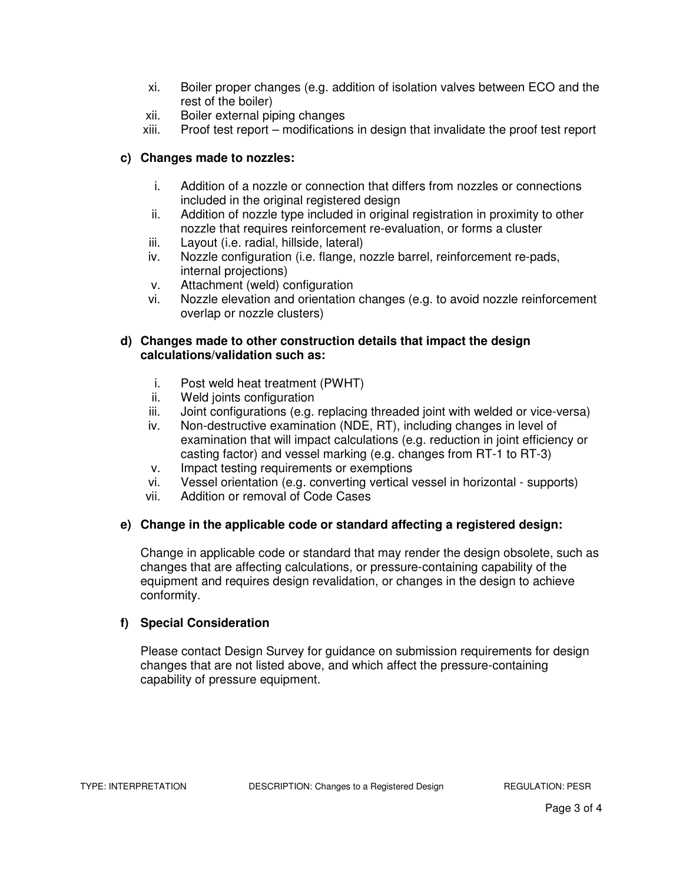xi. Boiler proper changes (e.g. addition of isolation valves between ECO and the rest of the boiler)
xii. Boiler external piping changes
xiii. Proof test report – modifications in design that invalidate the proof test report

**c) Changes made to nozzles:**

i. Addition of a nozzle or connection that differs from nozzles or connections included in the original registered design
ii. Addition of nozzle type included in original registration in proximity to other nozzle that requires reinforcement re-evaluation, or forms a cluster
iii. Layout (i.e. radial, hillside, lateral)
iv. Nozzle configuration (i.e. flange, nozzle barrel, reinforcement re-pads, internal projections)
v. Attachment (weld) configuration
vi. Nozzle elevation and orientation changes (e.g. to avoid nozzle reinforcement overlap or nozzle clusters)

**d) Changes made to other construction details that impact the design calculations/validation such as:**

i. Post weld heat treatment (PWHT)
ii. Weld joints configuration
iii. Joint configurations (e.g. replacing threaded joint with welded or vice-versa)
iv. Non-destructive examination (NDE, RT), including changes in level of examination that will impact calculations (e.g. reduction in joint efficiency or casting factor) and vessel marking (e.g. changes from RT-1 to RT-3)
v. Impact testing requirements or exemptions
vi. Vessel orientation (e.g. converting vertical vessel in horizontal - supports)
vii. Addition or removal of Code Cases

**e) Change in the applicable code or standard affecting a registered design:**

Change in applicable code or standard that may render the design obsolete, such as changes that are affecting calculations, or pressure-containing capability of the equipment and requires design revalidation, or changes in the design to achieve conformity.

**f) Special Consideration**

Please contact Design Survey for guidance on submission requirements for design changes that are not listed above, and which affect the pressure-containing capability of pressure equipment.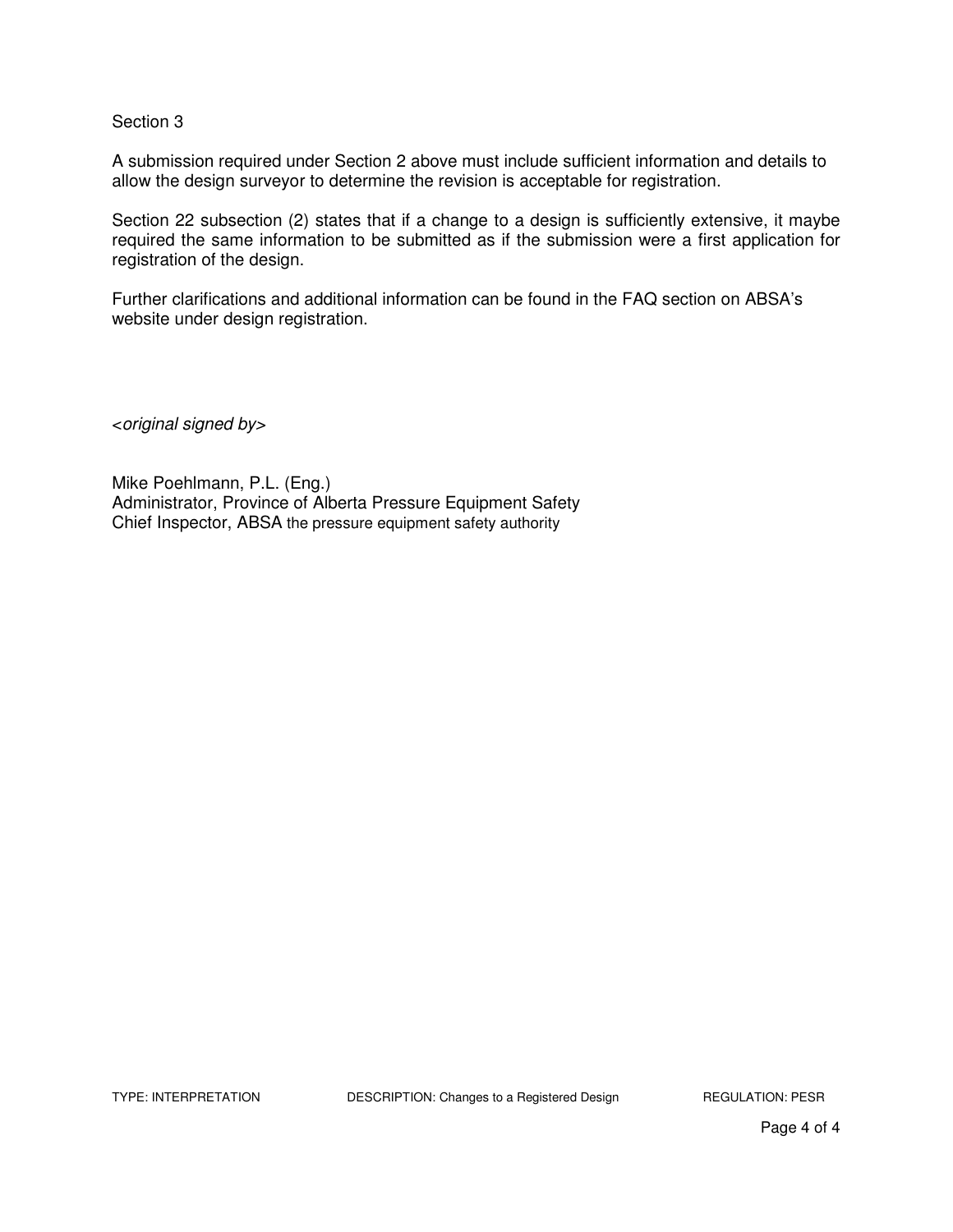Section 3

A submission required under Section 2 above must include sufficient information and details to allow the design surveyor to determine the revision is acceptable for registration.

Section 22 subsection (2) states that if a change to a design is sufficiently extensive, it maybe required the same information to be submitted as if the submission were a first application for registration of the design.

Further clarifications and additional information can be found in the FAQ section on ABSA's website under design registration.

*<original signed by>*

Mike Poehlmann, P.L. (Eng.)
Administrator, Province of Alberta Pressure Equipment Safety
Chief Inspector, ABSA the pressure equipment safety authority